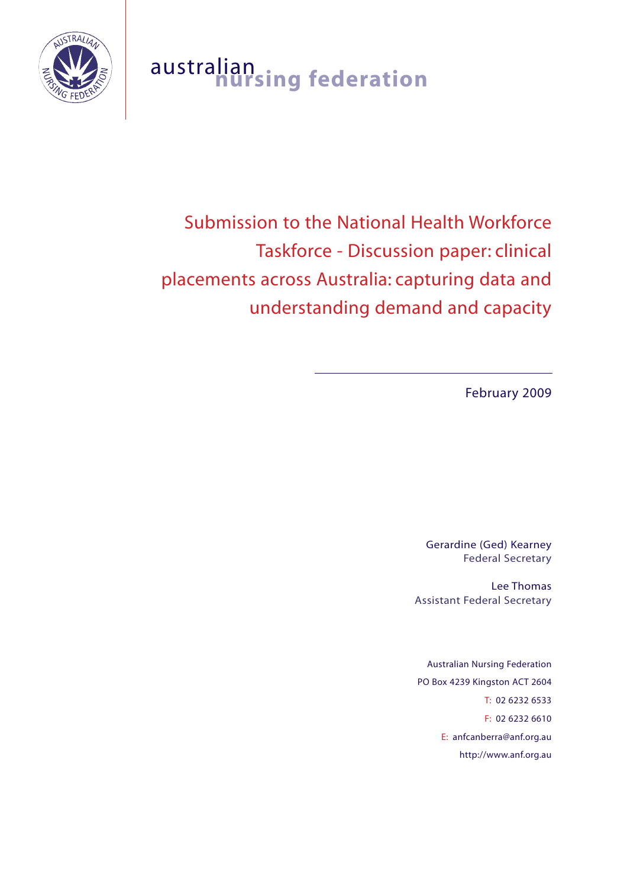australian nursing federation

# Submission to the National Health Workforce Taskforce - Discussion paper: clinical placements across Australia: capturing data and understanding demand and capacity

February 2009

Gerardine (Ged) Kearney
Federal Secretary

Lee Thomas
Assistant Federal Secretary

Australian Nursing Federation
PO Box 4239 Kingston ACT 2604
T: 02 6232 6533
F: 02 6232 6610
E: anfcanberra@anf.org.au
http://www.anf.org.au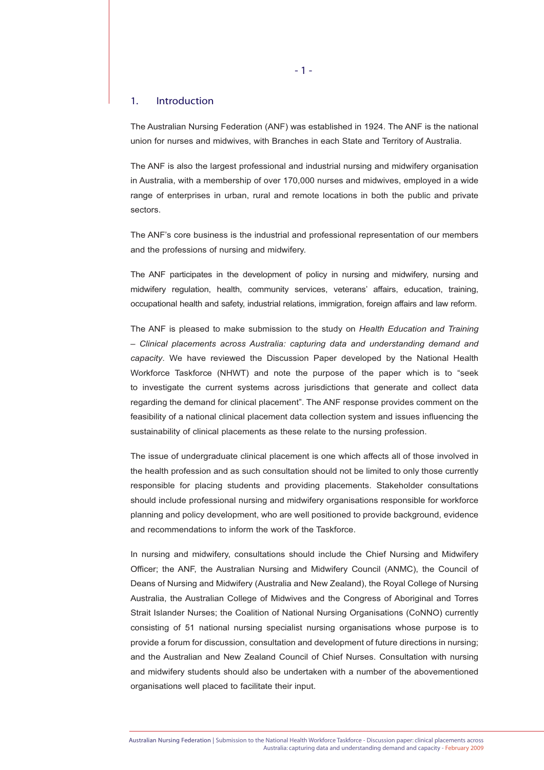## 1. Introduction

The Australian Nursing Federation (ANF) was established in 1924. The ANF is the national union for nurses and midwives, with Branches in each State and Territory of Australia.

The ANF is also the largest professional and industrial nursing and midwifery organisation in Australia, with a membership of over 170,000 nurses and midwives, employed in a wide range of enterprises in urban, rural and remote locations in both the public and private sectors.

The ANF's core business is the industrial and professional representation of our members and the professions of nursing and midwifery.

The ANF participates in the development of policy in nursing and midwifery, nursing and midwifery regulation, health, community services, veterans' affairs, education, training, occupational health and safety, industrial relations, immigration, foreign affairs and law reform.

The ANF is pleased to make submission to the study on *Health Education and Training – Clinical placements across Australia: capturing data and understanding demand and capacity*. We have reviewed the Discussion Paper developed by the National Health Workforce Taskforce (NHWT) and note the purpose of the paper which is to "seek to investigate the current systems across jurisdictions that generate and collect data regarding the demand for clinical placement". The ANF response provides comment on the feasibility of a national clinical placement data collection system and issues influencing the sustainability of clinical placements as these relate to the nursing profession.

The issue of undergraduate clinical placement is one which affects all of those involved in the health profession and as such consultation should not be limited to only those currently responsible for placing students and providing placements. Stakeholder consultations should include professional nursing and midwifery organisations responsible for workforce planning and policy development, who are well positioned to provide background, evidence and recommendations to inform the work of the Taskforce.

In nursing and midwifery, consultations should include the Chief Nursing and Midwifery Officer; the ANF, the Australian Nursing and Midwifery Council (ANMC), the Council of Deans of Nursing and Midwifery (Australia and New Zealand), the Royal College of Nursing Australia, the Australian College of Midwives and the Congress of Aboriginal and Torres Strait Islander Nurses; the Coalition of National Nursing Organisations (CoNNO) currently consisting of 51 national nursing specialist nursing organisations whose purpose is to provide a forum for discussion, consultation and development of future directions in nursing; and the Australian and New Zealand Council of Chief Nurses. Consultation with nursing and midwifery students should also be undertaken with a number of the abovementioned organisations well placed to facilitate their input.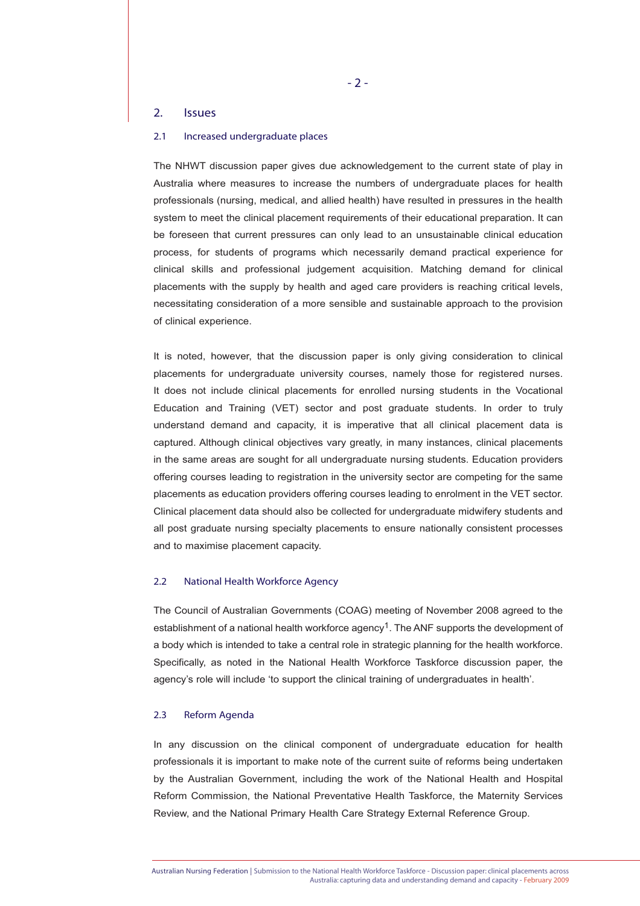## 2. Issues

### 2.1 Increased undergraduate places

The NHWT discussion paper gives due acknowledgement to the current state of play in Australia where measures to increase the numbers of undergraduate places for health professionals (nursing, medical, and allied health) have resulted in pressures in the health system to meet the clinical placement requirements of their educational preparation. It can be foreseen that current pressures can only lead to an unsustainable clinical education process, for students of programs which necessarily demand practical experience for clinical skills and professional judgement acquisition. Matching demand for clinical placements with the supply by health and aged care providers is reaching critical levels, necessitating consideration of a more sensible and sustainable approach to the provision of clinical experience.

It is noted, however, that the discussion paper is only giving consideration to clinical placements for undergraduate university courses, namely those for registered nurses. It does not include clinical placements for enrolled nursing students in the Vocational Education and Training (VET) sector and post graduate students. In order to truly understand demand and capacity, it is imperative that all clinical placement data is captured. Although clinical objectives vary greatly, in many instances, clinical placements in the same areas are sought for all undergraduate nursing students. Education providers offering courses leading to registration in the university sector are competing for the same placements as education providers offering courses leading to enrolment in the VET sector. Clinical placement data should also be collected for undergraduate midwifery students and all post graduate nursing specialty placements to ensure nationally consistent processes and to maximise placement capacity.

### 2.2 National Health Workforce Agency

The Council of Australian Governments (COAG) meeting of November 2008 agreed to the establishment of a national health workforce agency[1]. The ANF supports the development of a body which is intended to take a central role in strategic planning for the health workforce. Specifically, as noted in the National Health Workforce Taskforce discussion paper, the agency's role will include 'to support the clinical training of undergraduates in health'.

### 2.3 Reform Agenda

In any discussion on the clinical component of undergraduate education for health professionals it is important to make note of the current suite of reforms being undertaken by the Australian Government, including the work of the National Health and Hospital Reform Commission, the National Preventative Health Taskforce, the Maternity Services Review, and the National Primary Health Care Strategy External Reference Group.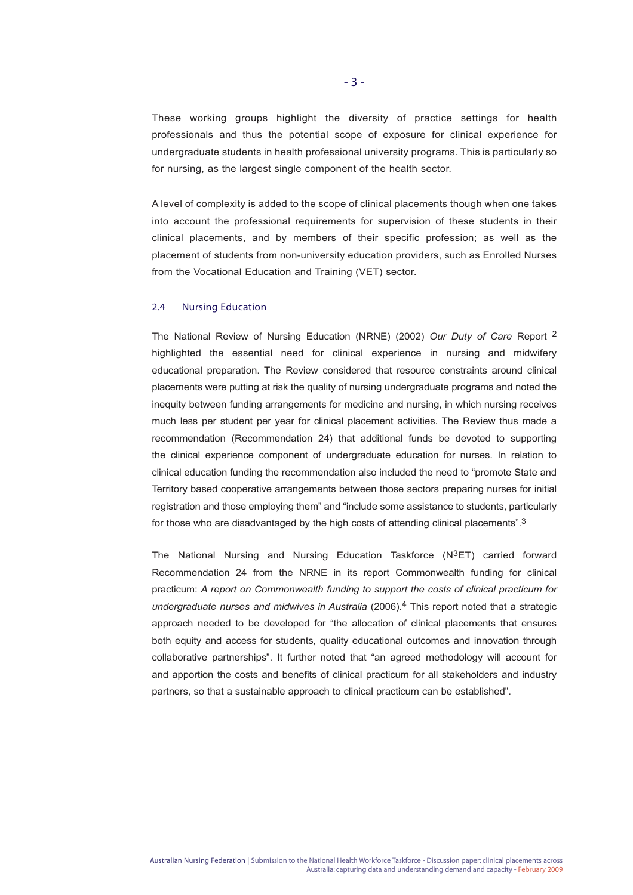These working groups highlight the diversity of practice settings for health professionals and thus the potential scope of exposure for clinical experience for undergraduate students in health professional university programs. This is particularly so for nursing, as the largest single component of the health sector.

A level of complexity is added to the scope of clinical placements though when one takes into account the professional requirements for supervision of these students in their clinical placements, and by members of their specific profession; as well as the placement of students from non-university education providers, such as Enrolled Nurses from the Vocational Education and Training (VET) sector.

### 2.4 Nursing Education

The National Review of Nursing Education (NRNE) (2002) *Our Duty of Care* Report [2] highlighted the essential need for clinical experience in nursing and midwifery educational preparation. The Review considered that resource constraints around clinical placements were putting at risk the quality of nursing undergraduate programs and noted the inequity between funding arrangements for medicine and nursing, in which nursing receives much less per student per year for clinical placement activities. The Review thus made a recommendation (Recommendation 24) that additional funds be devoted to supporting the clinical experience component of undergraduate education for nurses. In relation to clinical education funding the recommendation also included the need to "promote State and Territory based cooperative arrangements between those sectors preparing nurses for initial registration and those employing them" and "include some assistance to students, particularly for those who are disadvantaged by the high costs of attending clinical placements".[3]

The National Nursing and Nursing Education Taskforce (N$^3$ET) carried forward Recommendation 24 from the NRNE in its report Commonwealth funding for clinical practicum: *A report on Commonwealth funding to support the costs of clinical practicum for undergraduate nurses and midwives in Australia* (2006).[4] This report noted that a strategic approach needed to be developed for "the allocation of clinical placements that ensures both equity and access for students, quality educational outcomes and innovation through collaborative partnerships". It further noted that "an agreed methodology will account for and apportion the costs and benefits of clinical practicum for all stakeholders and industry partners, so that a sustainable approach to clinical practicum can be established".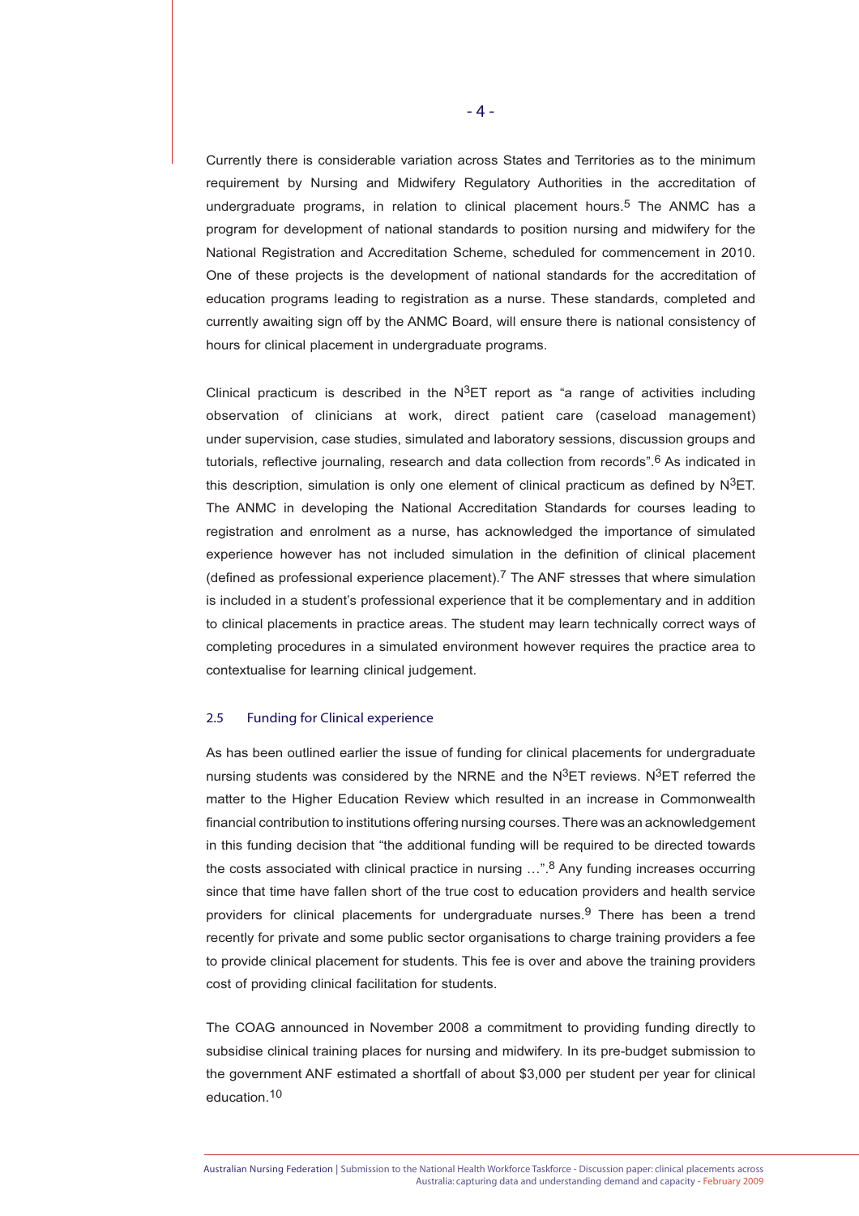Currently there is considerable variation across States and Territories as to the minimum requirement by Nursing and Midwifery Regulatory Authorities in the accreditation of undergraduate programs, in relation to clinical placement hours.[5] The ANMC has a program for development of national standards to position nursing and midwifery for the National Registration and Accreditation Scheme, scheduled for commencement in 2010. One of these projects is the development of national standards for the accreditation of education programs leading to registration as a nurse. These standards, completed and currently awaiting sign off by the ANMC Board, will ensure there is national consistency of hours for clinical placement in undergraduate programs.

Clinical practicum is described in the $N^3$ET report as "a range of activities including observation of clinicians at work, direct patient care (caseload management) under supervision, case studies, simulated and laboratory sessions, discussion groups and tutorials, reflective journaling, research and data collection from records".[6] As indicated in this description, simulation is only one element of clinical practicum as defined by $N^3$ET. The ANMC in developing the National Accreditation Standards for courses leading to registration and enrolment as a nurse, has acknowledged the importance of simulated experience however has not included simulation in the definition of clinical placement (defined as professional experience placement).[7] The ANF stresses that where simulation is included in a student's professional experience that it be complementary and in addition to clinical placements in practice areas. The student may learn technically correct ways of completing procedures in a simulated environment however requires the practice area to contextualise for learning clinical judgement.

### 2.5 Funding for Clinical experience

As has been outlined earlier the issue of funding for clinical placements for undergraduate nursing students was considered by the NRNE and the $N^3$ET reviews. $N^3$ET referred the matter to the Higher Education Review which resulted in an increase in Commonwealth financial contribution to institutions offering nursing courses. There was an acknowledgement in this funding decision that "the additional funding will be required to be directed towards the costs associated with clinical practice in nursing …".[8] Any funding increases occurring since that time have fallen short of the true cost to education providers and health service providers for clinical placements for undergraduate nurses.[9] There has been a trend recently for private and some public sector organisations to charge training providers a fee to provide clinical placement for students. This fee is over and above the training providers cost of providing clinical facilitation for students.

The COAG announced in November 2008 a commitment to providing funding directly to subsidise clinical training places for nursing and midwifery. In its pre-budget submission to the government ANF estimated a shortfall of about $3,000 per student per year for clinical education.[10]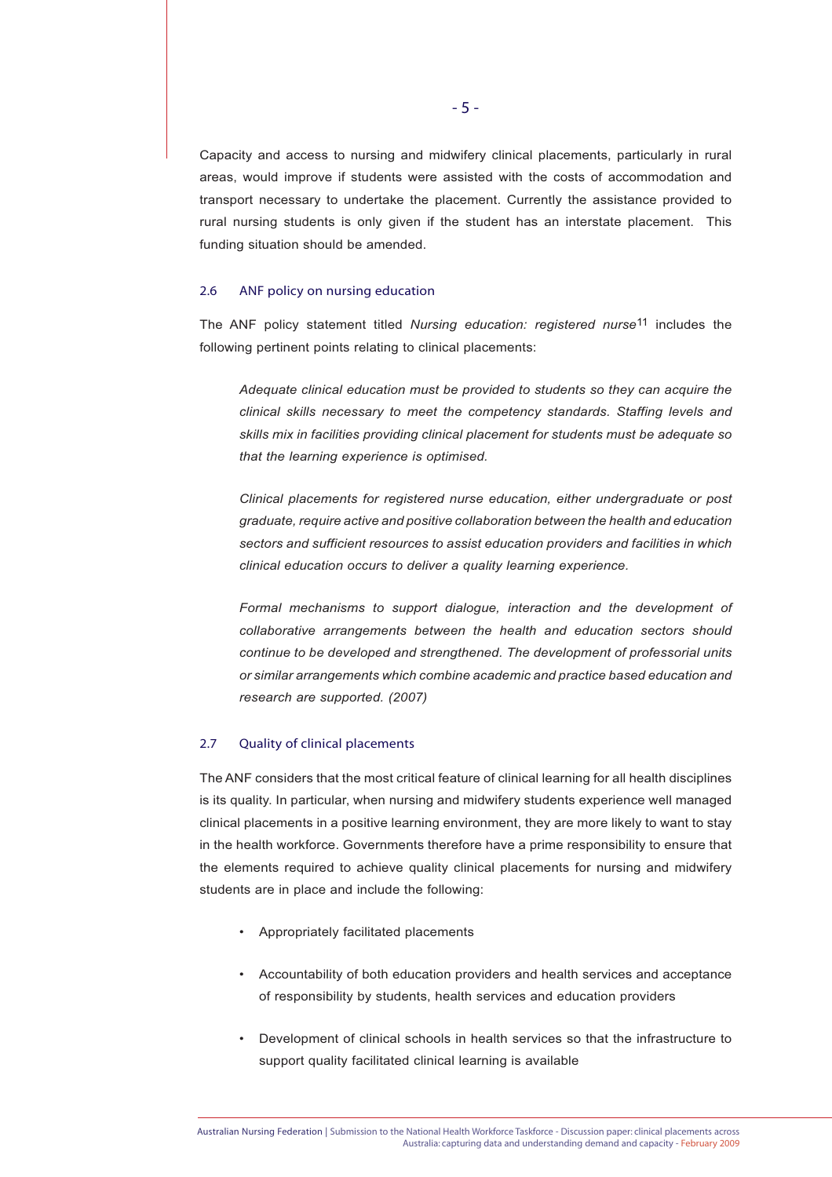Capacity and access to nursing and midwifery clinical placements, particularly in rural areas, would improve if students were assisted with the costs of accommodation and transport necessary to undertake the placement. Currently the assistance provided to rural nursing students is only given if the student has an interstate placement. This funding situation should be amended.

### 2.6 ANF policy on nursing education

The ANF policy statement titled *Nursing education: registered nurse*[11] includes the following pertinent points relating to clinical placements:

> *Adequate clinical education must be provided to students so they can acquire the clinical skills necessary to meet the competency standards. Staffing levels and skills mix in facilities providing clinical placement for students must be adequate so that the learning experience is optimised.*
>
> *Clinical placements for registered nurse education, either undergraduate or post graduate, require active and positive collaboration between the health and education sectors and sufficient resources to assist education providers and facilities in which clinical education occurs to deliver a quality learning experience.*
>
> *Formal mechanisms to support dialogue, interaction and the development of collaborative arrangements between the health and education sectors should continue to be developed and strengthened. The development of professorial units or similar arrangements which combine academic and practice based education and research are supported. (2007)*

### 2.7 Quality of clinical placements

The ANF considers that the most critical feature of clinical learning for all health disciplines is its quality. In particular, when nursing and midwifery students experience well managed clinical placements in a positive learning environment, they are more likely to want to stay in the health workforce. Governments therefore have a prime responsibility to ensure that the elements required to achieve quality clinical placements for nursing and midwifery students are in place and include the following:

- Appropriately facilitated placements
- Accountability of both education providers and health services and acceptance of responsibility by students, health services and education providers
- Development of clinical schools in health services so that the infrastructure to support quality facilitated clinical learning is available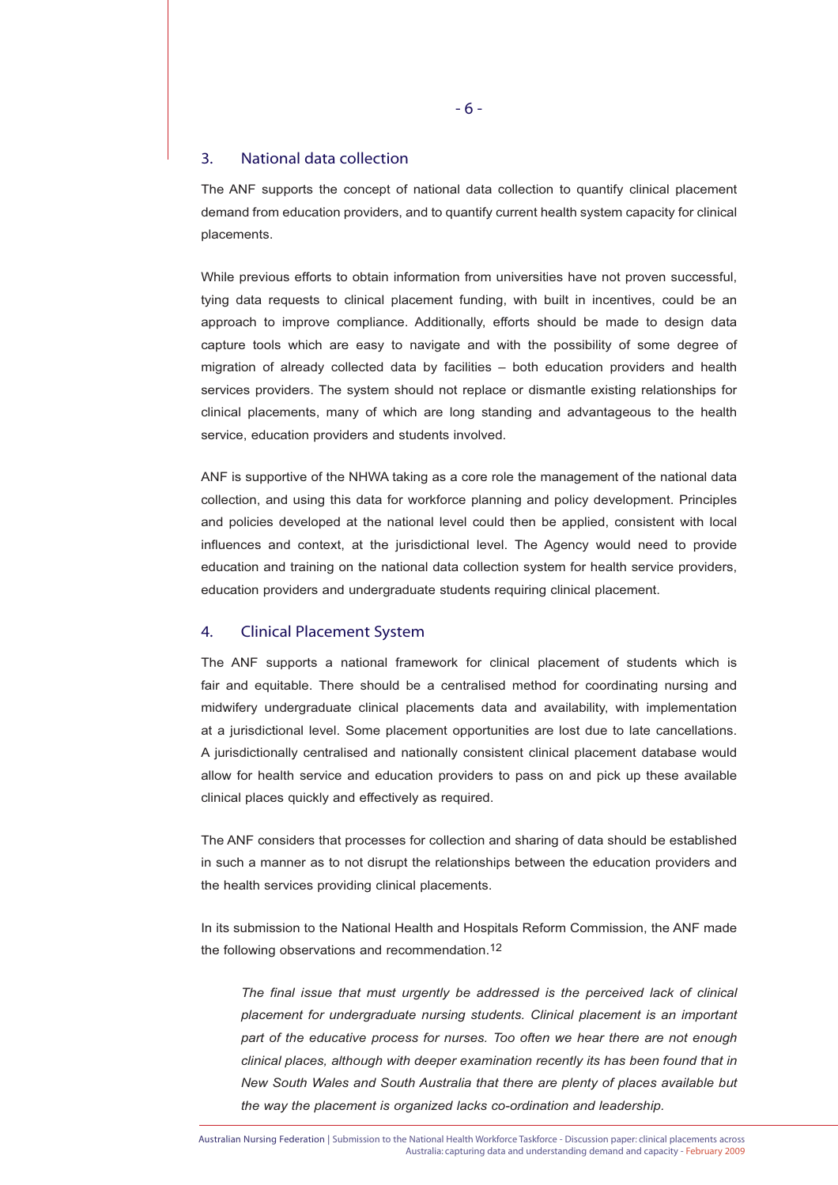## 3. National data collection

The ANF supports the concept of national data collection to quantify clinical placement demand from education providers, and to quantify current health system capacity for clinical placements.

While previous efforts to obtain information from universities have not proven successful, tying data requests to clinical placement funding, with built in incentives, could be an approach to improve compliance. Additionally, efforts should be made to design data capture tools which are easy to navigate and with the possibility of some degree of migration of already collected data by facilities – both education providers and health services providers. The system should not replace or dismantle existing relationships for clinical placements, many of which are long standing and advantageous to the health service, education providers and students involved.

ANF is supportive of the NHWA taking as a core role the management of the national data collection, and using this data for workforce planning and policy development. Principles and policies developed at the national level could then be applied, consistent with local influences and context, at the jurisdictional level. The Agency would need to provide education and training on the national data collection system for health service providers, education providers and undergraduate students requiring clinical placement.

## 4. Clinical Placement System

The ANF supports a national framework for clinical placement of students which is fair and equitable. There should be a centralised method for coordinating nursing and midwifery undergraduate clinical placements data and availability, with implementation at a jurisdictional level. Some placement opportunities are lost due to late cancellations. A jurisdictionally centralised and nationally consistent clinical placement database would allow for health service and education providers to pass on and pick up these available clinical places quickly and effectively as required.

The ANF considers that processes for collection and sharing of data should be established in such a manner as to not disrupt the relationships between the education providers and the health services providing clinical placements.

In its submission to the National Health and Hospitals Reform Commission, the ANF made the following observations and recommendation.[12]

> *The final issue that must urgently be addressed is the perceived lack of clinical placement for undergraduate nursing students. Clinical placement is an important part of the educative process for nurses. Too often we hear there are not enough clinical places, although with deeper examination recently its has been found that in New South Wales and South Australia that there are plenty of places available but the way the placement is organized lacks co-ordination and leadership.*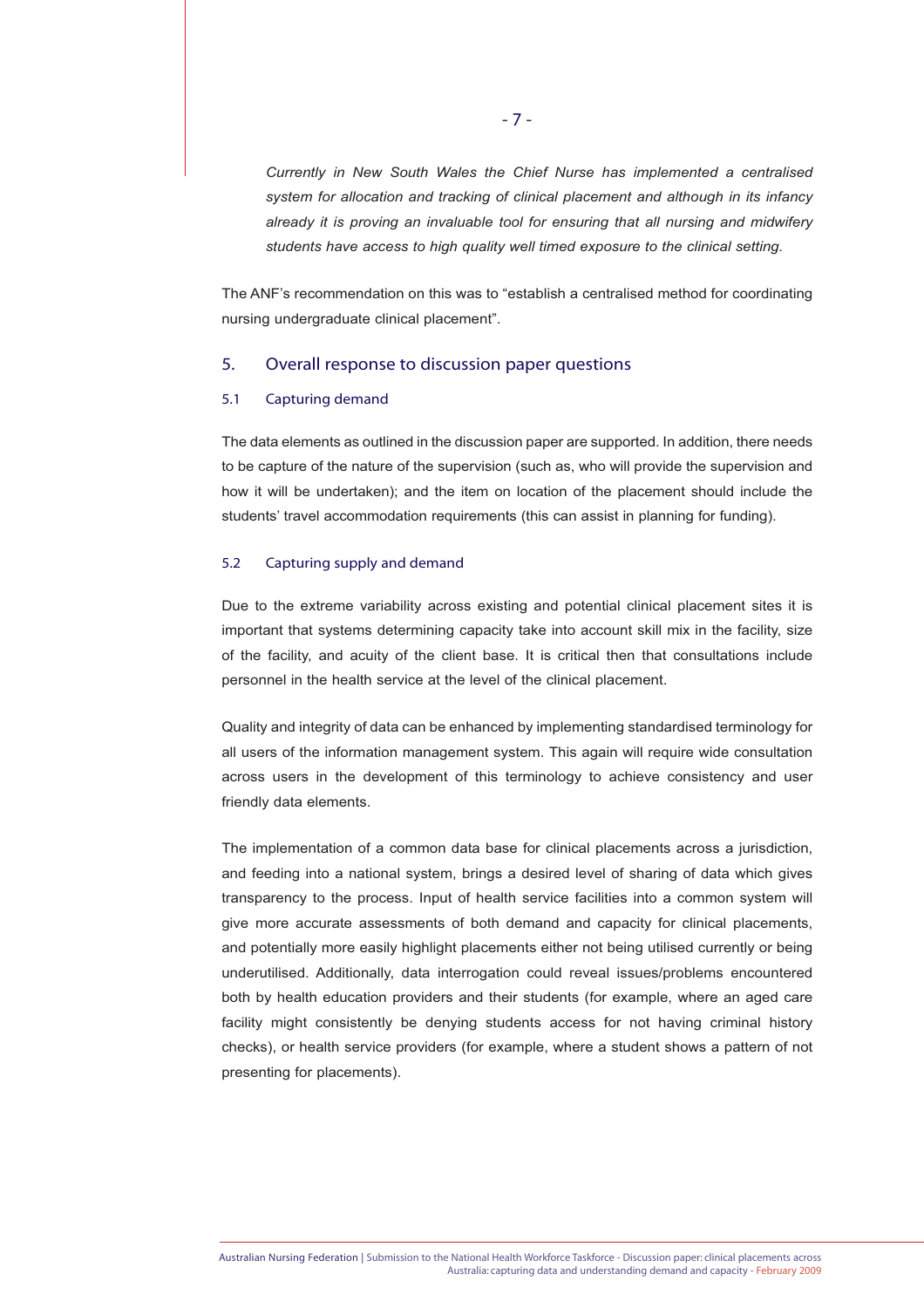*Currently in New South Wales the Chief Nurse has implemented a centralised system for allocation and tracking of clinical placement and although in its infancy already it is proving an invaluable tool for ensuring that all nursing and midwifery students have access to high quality well timed exposure to the clinical setting.*

The ANF's recommendation on this was to "establish a centralised method for coordinating nursing undergraduate clinical placement".

## 5. Overall response to discussion paper questions

### 5.1 Capturing demand

The data elements as outlined in the discussion paper are supported. In addition, there needs to be capture of the nature of the supervision (such as, who will provide the supervision and how it will be undertaken); and the item on location of the placement should include the students' travel accommodation requirements (this can assist in planning for funding).

### 5.2 Capturing supply and demand

Due to the extreme variability across existing and potential clinical placement sites it is important that systems determining capacity take into account skill mix in the facility, size of the facility, and acuity of the client base. It is critical then that consultations include personnel in the health service at the level of the clinical placement.

Quality and integrity of data can be enhanced by implementing standardised terminology for all users of the information management system. This again will require wide consultation across users in the development of this terminology to achieve consistency and user friendly data elements.

The implementation of a common data base for clinical placements across a jurisdiction, and feeding into a national system, brings a desired level of sharing of data which gives transparency to the process. Input of health service facilities into a common system will give more accurate assessments of both demand and capacity for clinical placements, and potentially more easily highlight placements either not being utilised currently or being underutilised. Additionally, data interrogation could reveal issues/problems encountered both by health education providers and their students (for example, where an aged care facility might consistently be denying students access for not having criminal history checks), or health service providers (for example, where a student shows a pattern of not presenting for placements).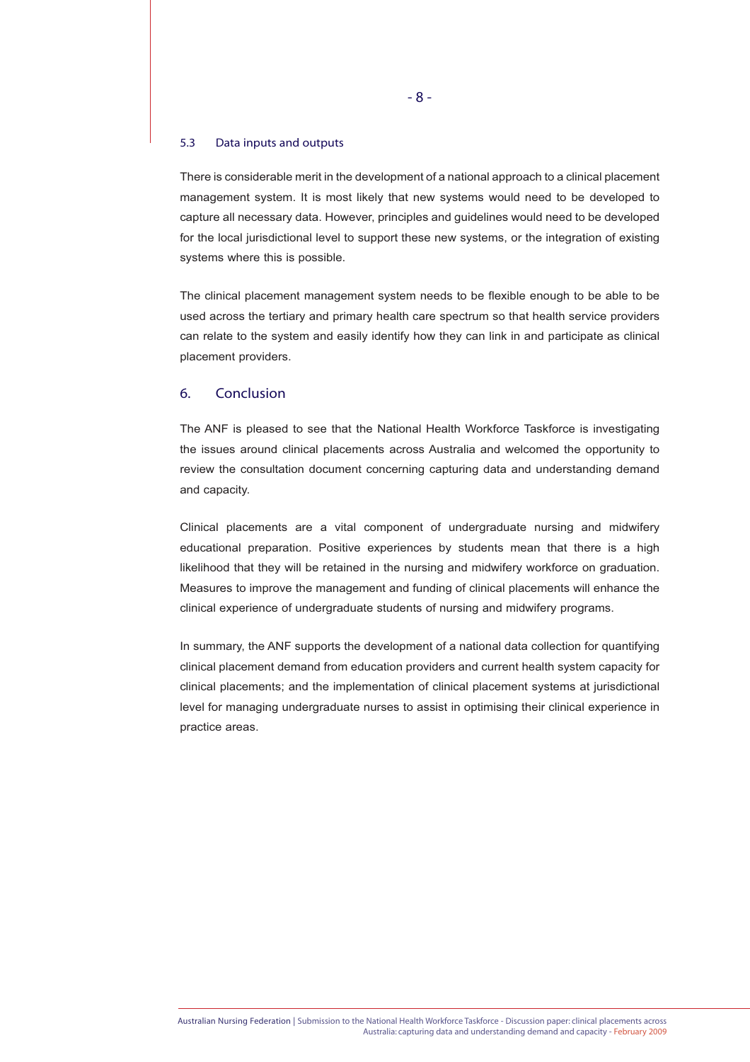### 5.3 Data inputs and outputs

There is considerable merit in the development of a national approach to a clinical placement management system. It is most likely that new systems would need to be developed to capture all necessary data. However, principles and guidelines would need to be developed for the local jurisdictional level to support these new systems, or the integration of existing systems where this is possible.

The clinical placement management system needs to be flexible enough to be able to be used across the tertiary and primary health care spectrum so that health service providers can relate to the system and easily identify how they can link in and participate as clinical placement providers.

## 6. Conclusion

The ANF is pleased to see that the National Health Workforce Taskforce is investigating the issues around clinical placements across Australia and welcomed the opportunity to review the consultation document concerning capturing data and understanding demand and capacity.

Clinical placements are a vital component of undergraduate nursing and midwifery educational preparation. Positive experiences by students mean that there is a high likelihood that they will be retained in the nursing and midwifery workforce on graduation. Measures to improve the management and funding of clinical placements will enhance the clinical experience of undergraduate students of nursing and midwifery programs.

In summary, the ANF supports the development of a national data collection for quantifying clinical placement demand from education providers and current health system capacity for clinical placements; and the implementation of clinical placement systems at jurisdictional level for managing undergraduate nurses to assist in optimising their clinical experience in practice areas.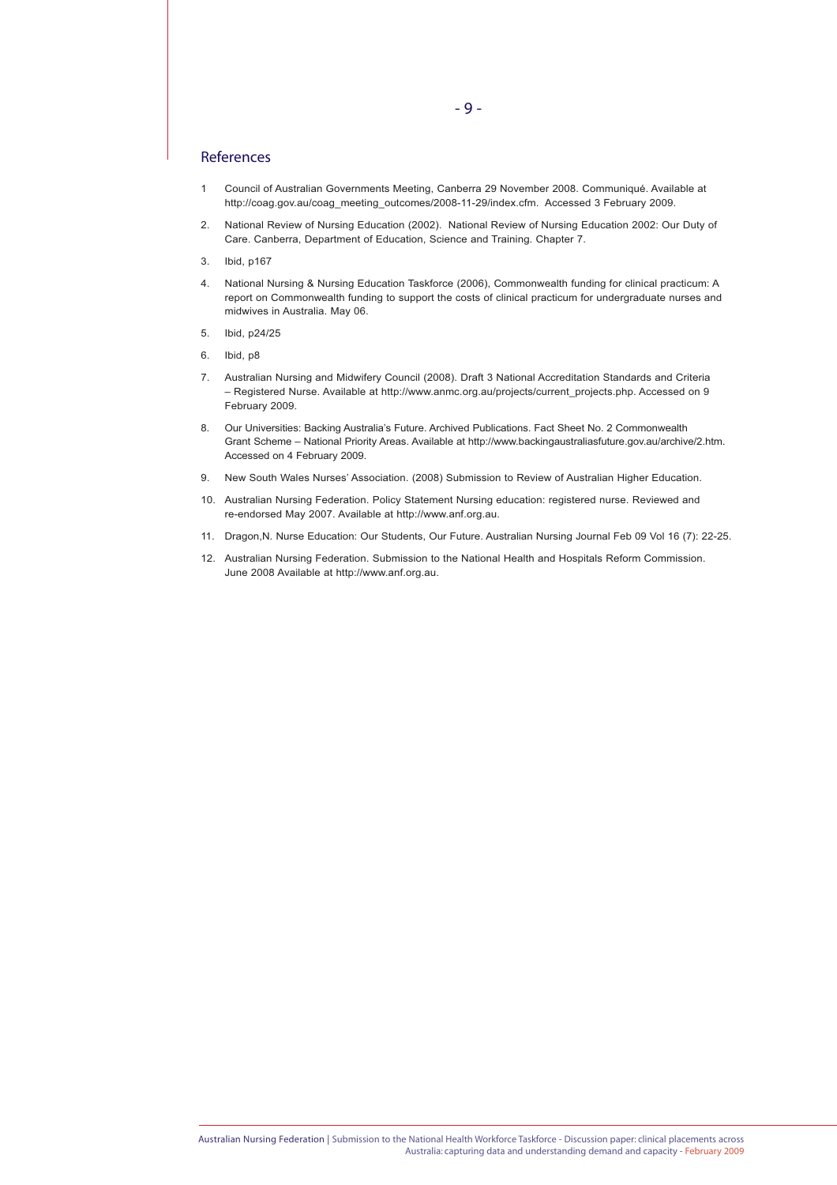## References

1 Council of Australian Governments Meeting, Canberra 29 November 2008. Communiqué. Available at http://coag.gov.au/coag_meeting_outcomes/2008-11-29/index.cfm. Accessed 3 February 2009.

2. National Review of Nursing Education (2002). National Review of Nursing Education 2002: Our Duty of Care. Canberra, Department of Education, Science and Training. Chapter 7.

3. Ibid, p167

4. National Nursing & Nursing Education Taskforce (2006), Commonwealth funding for clinical practicum: A report on Commonwealth funding to support the costs of clinical practicum for undergraduate nurses and midwives in Australia. May 06.

5. Ibid, p24/25

6. Ibid, p8

7. Australian Nursing and Midwifery Council (2008). Draft 3 National Accreditation Standards and Criteria – Registered Nurse. Available at http://www.anmc.org.au/projects/current_projects.php. Accessed on 9 February 2009.

8. Our Universities: Backing Australia's Future. Archived Publications. Fact Sheet No. 2 Commonwealth Grant Scheme – National Priority Areas. Available at http://www.backingaustraliasfuture.gov.au/archive/2.htm. Accessed on 4 February 2009.

9. New South Wales Nurses' Association. (2008) Submission to Review of Australian Higher Education.

10. Australian Nursing Federation. Policy Statement Nursing education: registered nurse. Reviewed and re-endorsed May 2007. Available at http://www.anf.org.au.

11. Dragon,N. Nurse Education: Our Students, Our Future. Australian Nursing Journal Feb 09 Vol 16 (7): 22-25.

12. Australian Nursing Federation. Submission to the National Health and Hospitals Reform Commission. June 2008 Available at http://www.anf.org.au.